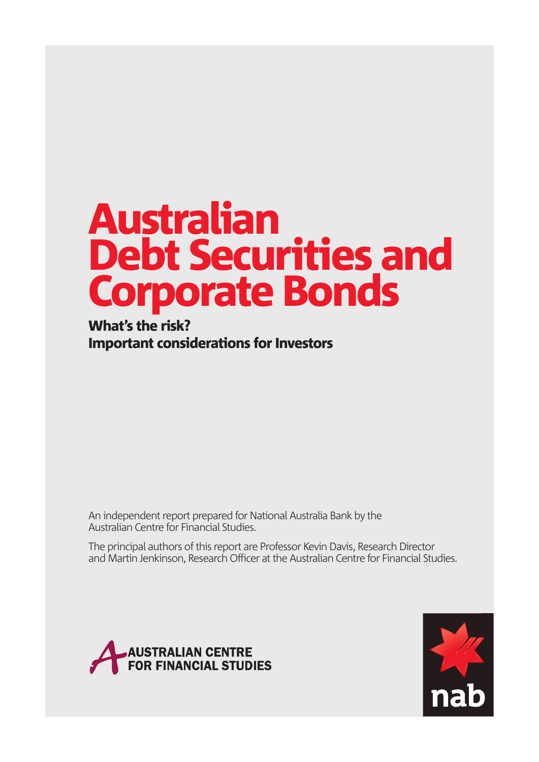# Australian Debt Securities and Corporate Bonds

**What's the risk?**
**Important considerations for Investors**

An independent report prepared for National Australia Bank by the Australian Centre for Financial Studies.

The principal authors of this report are Professor Kevin Davis, Research Director and Martin Jenkinson, Research Officer at the Australian Centre for Financial Studies.

AUSTRALIAN CENTRE FOR FINANCIAL STUDIES

nab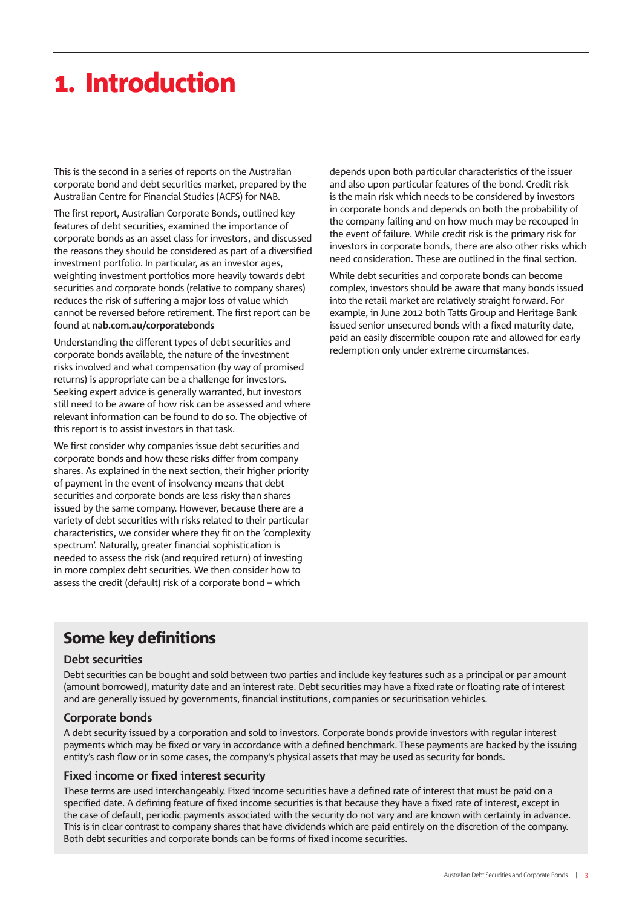# 1. Introduction

This is the second in a series of reports on the Australian corporate bond and debt securities market, prepared by the Australian Centre for Financial Studies (ACFS) for NAB.

The first report, Australian Corporate Bonds, outlined key features of debt securities, examined the importance of corporate bonds as an asset class for investors, and discussed the reasons they should be considered as part of a diversified investment portfolio. In particular, as an investor ages, weighting investment portfolios more heavily towards debt securities and corporate bonds (relative to company shares) reduces the risk of suffering a major loss of value which cannot be reversed before retirement. The first report can be found at **nab.com.au/corporatebonds**

Understanding the different types of debt securities and corporate bonds available, the nature of the investment risks involved and what compensation (by way of promised returns) is appropriate can be a challenge for investors. Seeking expert advice is generally warranted, but investors still need to be aware of how risk can be assessed and where relevant information can be found to do so. The objective of this report is to assist investors in that task.

We first consider why companies issue debt securities and corporate bonds and how these risks differ from company shares. As explained in the next section, their higher priority of payment in the event of insolvency means that debt securities and corporate bonds are less risky than shares issued by the same company. However, because there are a variety of debt securities with risks related to their particular characteristics, we consider where they fit on the 'complexity spectrum'. Naturally, greater financial sophistication is needed to assess the risk (and required return) of investing in more complex debt securities. We then consider how to assess the credit (default) risk of a corporate bond – which depends upon both particular characteristics of the issuer and also upon particular features of the bond. Credit risk is the main risk which needs to be considered by investors in corporate bonds and depends on both the probability of the company failing and on how much may be recouped in the event of failure. While credit risk is the primary risk for investors in corporate bonds, there are also other risks which need consideration. These are outlined in the final section.

While debt securities and corporate bonds can become complex, investors should be aware that many bonds issued into the retail market are relatively straight forward. For example, in June 2012 both Tatts Group and Heritage Bank issued senior unsecured bonds with a fixed maturity date, paid an easily discernible coupon rate and allowed for early redemption only under extreme circumstances.

## Some key definitions

### Debt securities

Debt securities can be bought and sold between two parties and include key features such as a principal or par amount (amount borrowed), maturity date and an interest rate. Debt securities may have a fixed rate or floating rate of interest and are generally issued by governments, financial institutions, companies or securitisation vehicles.

### Corporate bonds

A debt security issued by a corporation and sold to investors. Corporate bonds provide investors with regular interest payments which may be fixed or vary in accordance with a defined benchmark. These payments are backed by the issuing entity's cash flow or in some cases, the company's physical assets that may be used as security for bonds.

### Fixed income or fixed interest security

These terms are used interchangeably. Fixed income securities have a defined rate of interest that must be paid on a specified date. A defining feature of fixed income securities is that because they have a fixed rate of interest, except in the case of default, periodic payments associated with the security do not vary and are known with certainty in advance. This is in clear contrast to company shares that have dividends which are paid entirely on the discretion of the company. Both debt securities and corporate bonds can be forms of fixed income securities.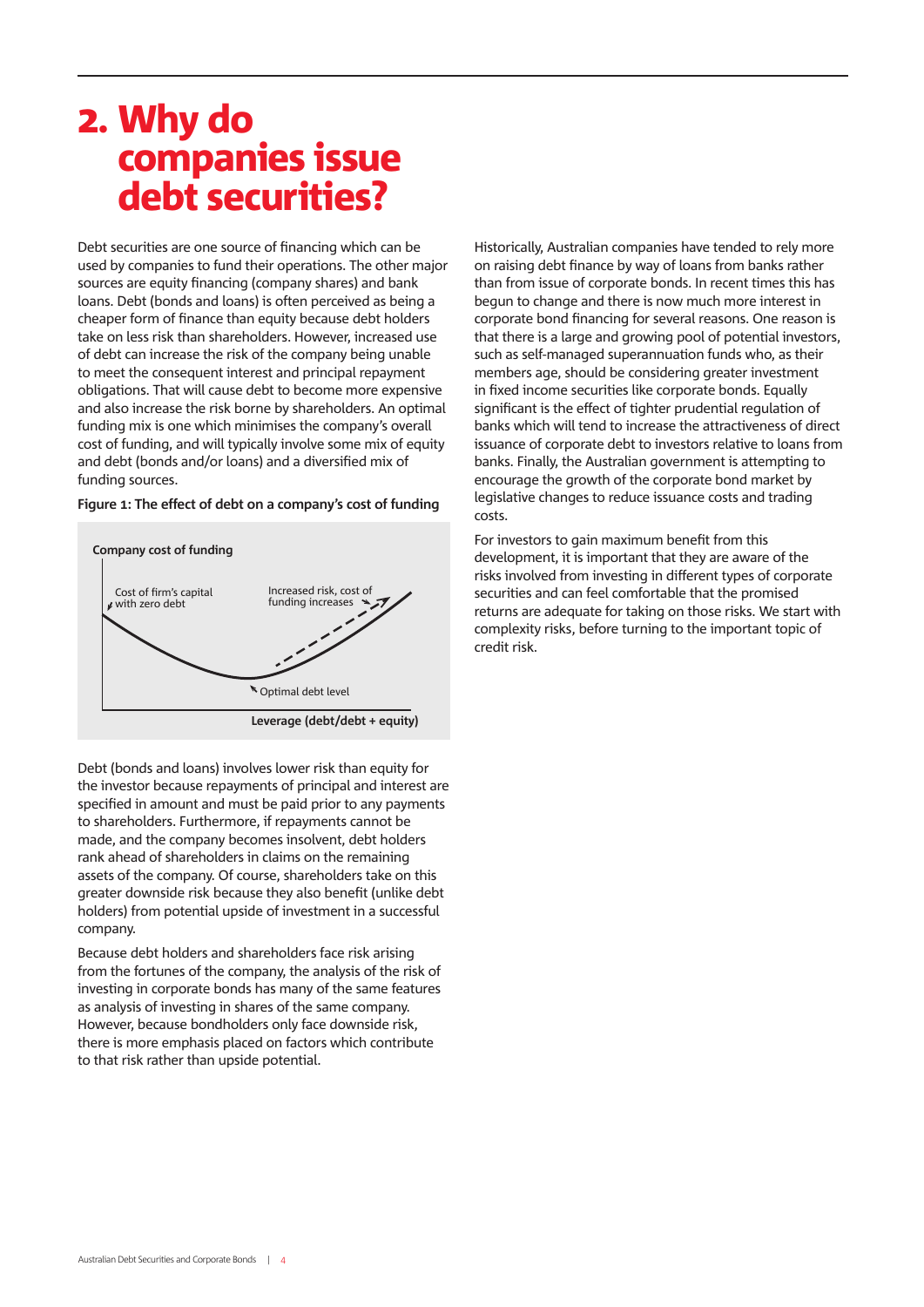# 2. Why do companies issue debt securities?

Debt securities are one source of financing which can be used by companies to fund their operations. The other major sources are equity financing (company shares) and bank loans. Debt (bonds and loans) is often perceived as being a cheaper form of finance than equity because debt holders take on less risk than shareholders. However, increased use of debt can increase the risk of the company being unable to meet the consequent interest and principal repayment obligations. That will cause debt to become more expensive and also increase the risk borne by shareholders. An optimal funding mix is one which minimises the company's overall cost of funding, and will typically involve some mix of equity and debt (bonds and/or loans) and a diversified mix of funding sources.

**Figure 1: The effect of debt on a company's cost of funding**

Company cost of funding

Cost of firm's capital with zero debt

Increased risk, cost of funding increases

Optimal debt level

Leverage (debt/debt + equity)

Debt (bonds and loans) involves lower risk than equity for the investor because repayments of principal and interest are specified in amount and must be paid prior to any payments to shareholders. Furthermore, if repayments cannot be made, and the company becomes insolvent, debt holders rank ahead of shareholders in claims on the remaining assets of the company. Of course, shareholders take on this greater downside risk because they also benefit (unlike debt holders) from potential upside of investment in a successful company.

Because debt holders and shareholders face risk arising from the fortunes of the company, the analysis of the risk of investing in corporate bonds has many of the same features as analysis of investing in shares of the same company. However, because bondholders only face downside risk, there is more emphasis placed on factors which contribute to that risk rather than upside potential.

Historically, Australian companies have tended to rely more on raising debt finance by way of loans from banks rather than from issue of corporate bonds. In recent times this has begun to change and there is now much more interest in corporate bond financing for several reasons. One reason is that there is a large and growing pool of potential investors, such as self-managed superannuation funds who, as their members age, should be considering greater investment in fixed income securities like corporate bonds. Equally significant is the effect of tighter prudential regulation of banks which will tend to increase the attractiveness of direct issuance of corporate debt to investors relative to loans from banks. Finally, the Australian government is attempting to encourage the growth of the corporate bond market by legislative changes to reduce issuance costs and trading costs.

For investors to gain maximum benefit from this development, it is important that they are aware of the risks involved from investing in different types of corporate securities and can feel comfortable that the promised returns are adequate for taking on those risks. We start with complexity risks, before turning to the important topic of credit risk.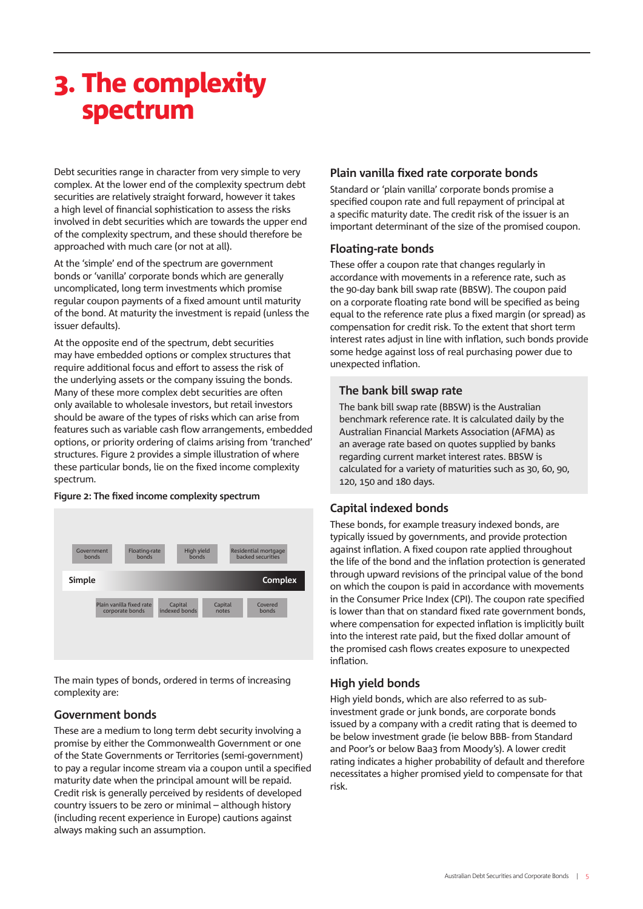# 3. The complexity spectrum

Debt securities range in character from very simple to very complex. At the lower end of the complexity spectrum debt securities are relatively straight forward, however it takes a high level of financial sophistication to assess the risks involved in debt securities which are towards the upper end of the complexity spectrum, and these should therefore be approached with much care (or not at all).

At the 'simple' end of the spectrum are government bonds or 'vanilla' corporate bonds which are generally uncomplicated, long term investments which promise regular coupon payments of a fixed amount until maturity of the bond. At maturity the investment is repaid (unless the issuer defaults).

At the opposite end of the spectrum, debt securities may have embedded options or complex structures that require additional focus and effort to assess the risk of the underlying assets or the company issuing the bonds. Many of these more complex debt securities are often only available to wholesale investors, but retail investors should be aware of the types of risks which can arise from features such as variable cash flow arrangements, embedded options, or priority ordering of claims arising from 'tranched' structures. Figure 2 provides a simple illustration of where these particular bonds, lie on the fixed income complexity spectrum.

**Figure 2: The fixed income complexity spectrum**

Government bonds | Floating-rate bonds | High yield bonds | Residential mortgage backed securities

**Simple** → **Complex**

Plain vanilla fixed rate corporate bonds | Capital indexed bonds | Capital notes | Covered bonds

The main types of bonds, ordered in terms of increasing complexity are:

## Government bonds

These are a medium to long term debt security involving a promise by either the Commonwealth Government or one of the State Governments or Territories (semi-government) to pay a regular income stream via a coupon until a specified maturity date when the principal amount will be repaid. Credit risk is generally perceived by residents of developed country issuers to be zero or minimal – although history (including recent experience in Europe) cautions against always making such an assumption.

## Plain vanilla fixed rate corporate bonds

Standard or 'plain vanilla' corporate bonds promise a specified coupon rate and full repayment of principal at a specific maturity date. The credit risk of the issuer is an important determinant of the size of the promised coupon.

## Floating-rate bonds

These offer a coupon rate that changes regularly in accordance with movements in a reference rate, such as the 90-day bank bill swap rate (BBSW). The coupon paid on a corporate floating rate bond will be specified as being equal to the reference rate plus a fixed margin (or spread) as compensation for credit risk. To the extent that short term interest rates adjust in line with inflation, such bonds provide some hedge against loss of real purchasing power due to unexpected inflation.

### The bank bill swap rate

The bank bill swap rate (BBSW) is the Australian benchmark reference rate. It is calculated daily by the Australian Financial Markets Association (AFMA) as an average rate based on quotes supplied by banks regarding current market interest rates. BBSW is calculated for a variety of maturities such as 30, 60, 90, 120, 150 and 180 days.

## Capital indexed bonds

These bonds, for example treasury indexed bonds, are typically issued by governments, and provide protection against inflation. A fixed coupon rate applied throughout the life of the bond and the inflation protection is generated through upward revisions of the principal value of the bond on which the coupon is paid in accordance with movements in the Consumer Price Index (CPI). The coupon rate specified is lower than that on standard fixed rate government bonds, where compensation for expected inflation is implicitly built into the interest rate paid, but the fixed dollar amount of the promised cash flows creates exposure to unexpected inflation.

## High yield bonds

High yield bonds, which are also referred to as sub-investment grade or junk bonds, are corporate bonds issued by a company with a credit rating that is deemed to be below investment grade (ie below BBB- from Standard and Poor's or below Baa3 from Moody's). A lower credit rating indicates a higher probability of default and therefore necessitates a higher promised yield to compensate for that risk.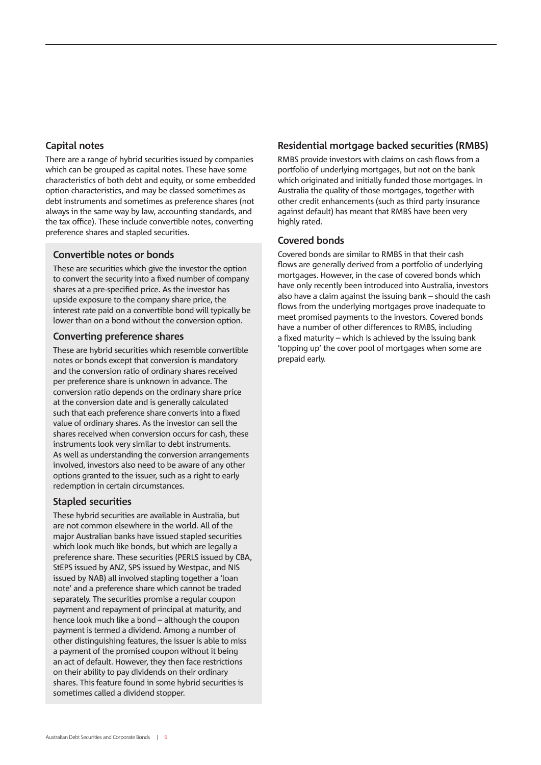## Capital notes

There are a range of hybrid securities issued by companies which can be grouped as capital notes. These have some characteristics of both debt and equity, or some embedded option characteristics, and may be classed sometimes as debt instruments and sometimes as preference shares (not always in the same way by law, accounting standards, and the tax office). These include convertible notes, converting preference shares and stapled securities.

### Convertible notes or bonds

These are securities which give the investor the option to convert the security into a fixed number of company shares at a pre-specified price. As the investor has upside exposure to the company share price, the interest rate paid on a convertible bond will typically be lower than on a bond without the conversion option.

### Converting preference shares

These are hybrid securities which resemble convertible notes or bonds except that conversion is mandatory and the conversion ratio of ordinary shares received per preference share is unknown in advance. The conversion ratio depends on the ordinary share price at the conversion date and is generally calculated such that each preference share converts into a fixed value of ordinary shares. As the investor can sell the shares received when conversion occurs for cash, these instruments look very similar to debt instruments. As well as understanding the conversion arrangements involved, investors also need to be aware of any other options granted to the issuer, such as a right to early redemption in certain circumstances.

### Stapled securities

These hybrid securities are available in Australia, but are not common elsewhere in the world. All of the major Australian banks have issued stapled securities which look much like bonds, but which are legally a preference share. These securities (PERLS issued by CBA, StEPS issued by ANZ, SPS issued by Westpac, and NIS issued by NAB) all involved stapling together a 'loan note' and a preference share which cannot be traded separately. The securities promise a regular coupon payment and repayment of principal at maturity, and hence look much like a bond – although the coupon payment is termed a dividend. Among a number of other distinguishing features, the issuer is able to miss a payment of the promised coupon without it being an act of default. However, they then face restrictions on their ability to pay dividends on their ordinary shares. This feature found in some hybrid securities is sometimes called a dividend stopper.

## Residential mortgage backed securities (RMBS)

RMBS provide investors with claims on cash flows from a portfolio of underlying mortgages, but not on the bank which originated and initially funded those mortgages. In Australia the quality of those mortgages, together with other credit enhancements (such as third party insurance against default) has meant that RMBS have been very highly rated.

## Covered bonds

Covered bonds are similar to RMBS in that their cash flows are generally derived from a portfolio of underlying mortgages. However, in the case of covered bonds which have only recently been introduced into Australia, investors also have a claim against the issuing bank – should the cash flows from the underlying mortgages prove inadequate to meet promised payments to the investors. Covered bonds have a number of other differences to RMBS, including a fixed maturity – which is achieved by the issuing bank 'topping up' the cover pool of mortgages when some are prepaid early.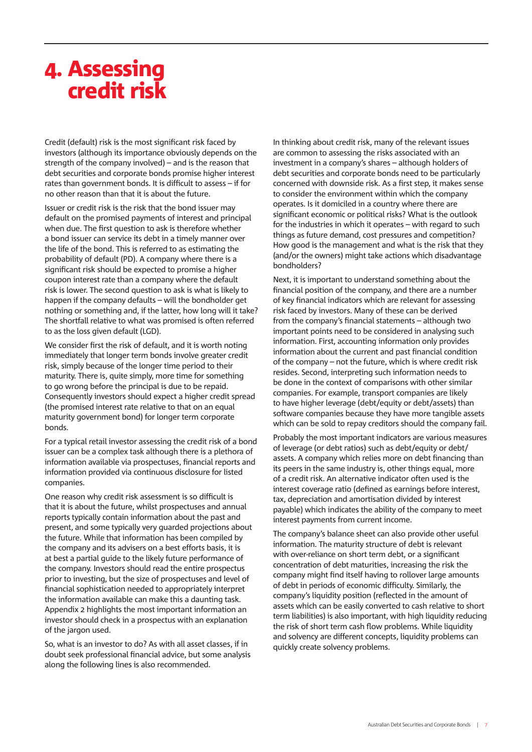# 4. Assessing credit risk

Credit (default) risk is the most significant risk faced by investors (although its importance obviously depends on the strength of the company involved) – and is the reason that debt securities and corporate bonds promise higher interest rates than government bonds. It is difficult to assess – if for no other reason than that it is about the future.

Issuer or credit risk is the risk that the bond issuer may default on the promised payments of interest and principal when due. The first question to ask is therefore whether a bond issuer can service its debt in a timely manner over the life of the bond. This is referred to as estimating the probability of default (PD). A company where there is a significant risk should be expected to promise a higher coupon interest rate than a company where the default risk is lower. The second question to ask is what is likely to happen if the company defaults – will the bondholder get nothing or something and, if the latter, how long will it take? The shortfall relative to what was promised is often referred to as the loss given default (LGD).

We consider first the risk of default, and it is worth noting immediately that longer term bonds involve greater credit risk, simply because of the longer time period to their maturity. There is, quite simply, more time for something to go wrong before the principal is due to be repaid. Consequently investors should expect a higher credit spread (the promised interest rate relative to that on an equal maturity government bond) for longer term corporate bonds.

For a typical retail investor assessing the credit risk of a bond issuer can be a complex task although there is a plethora of information available via prospectuses, financial reports and information provided via continuous disclosure for listed companies.

One reason why credit risk assessment is so difficult is that it is about the future, whilst prospectuses and annual reports typically contain information about the past and present, and some typically very guarded projections about the future. While that information has been compiled by the company and its advisers on a best efforts basis, it is at best a partial guide to the likely future performance of the company. Investors should read the entire prospectus prior to investing, but the size of prospectuses and level of financial sophistication needed to appropriately interpret the information available can make this a daunting task. Appendix 2 highlights the most important information an investor should check in a prospectus with an explanation of the jargon used.

So, what is an investor to do? As with all asset classes, if in doubt seek professional financial advice, but some analysis along the following lines is also recommended.

In thinking about credit risk, many of the relevant issues are common to assessing the risks associated with an investment in a company's shares – although holders of debt securities and corporate bonds need to be particularly concerned with downside risk. As a first step, it makes sense to consider the environment within which the company operates. Is it domiciled in a country where there are significant economic or political risks? What is the outlook for the industries in which it operates – with regard to such things as future demand, cost pressures and competition? How good is the management and what is the risk that they (and/or the owners) might take actions which disadvantage bondholders?

Next, it is important to understand something about the financial position of the company, and there are a number of key financial indicators which are relevant for assessing risk faced by investors. Many of these can be derived from the company's financial statements – although two important points need to be considered in analysing such information. First, accounting information only provides information about the current and past financial condition of the company – not the future, which is where credit risk resides. Second, interpreting such information needs to be done in the context of comparisons with other similar companies. For example, transport companies are likely to have higher leverage (debt/equity or debt/assets) than software companies because they have more tangible assets which can be sold to repay creditors should the company fail.

Probably the most important indicators are various measures of leverage (or debt ratios) such as debt/equity or debt/assets. A company which relies more on debt financing than its peers in the same industry is, other things equal, more of a credit risk. An alternative indicator often used is the interest coverage ratio (defined as earnings before interest, tax, depreciation and amortisation divided by interest payable) which indicates the ability of the company to meet interest payments from current income.

The company's balance sheet can also provide other useful information. The maturity structure of debt is relevant with over-reliance on short term debt, or a significant concentration of debt maturities, increasing the risk the company might find itself having to rollover large amounts of debt in periods of economic difficulty. Similarly, the company's liquidity position (reflected in the amount of assets which can be easily converted to cash relative to short term liabilities) is also important, with high liquidity reducing the risk of short term cash flow problems. While liquidity and solvency are different concepts, liquidity problems can quickly create solvency problems.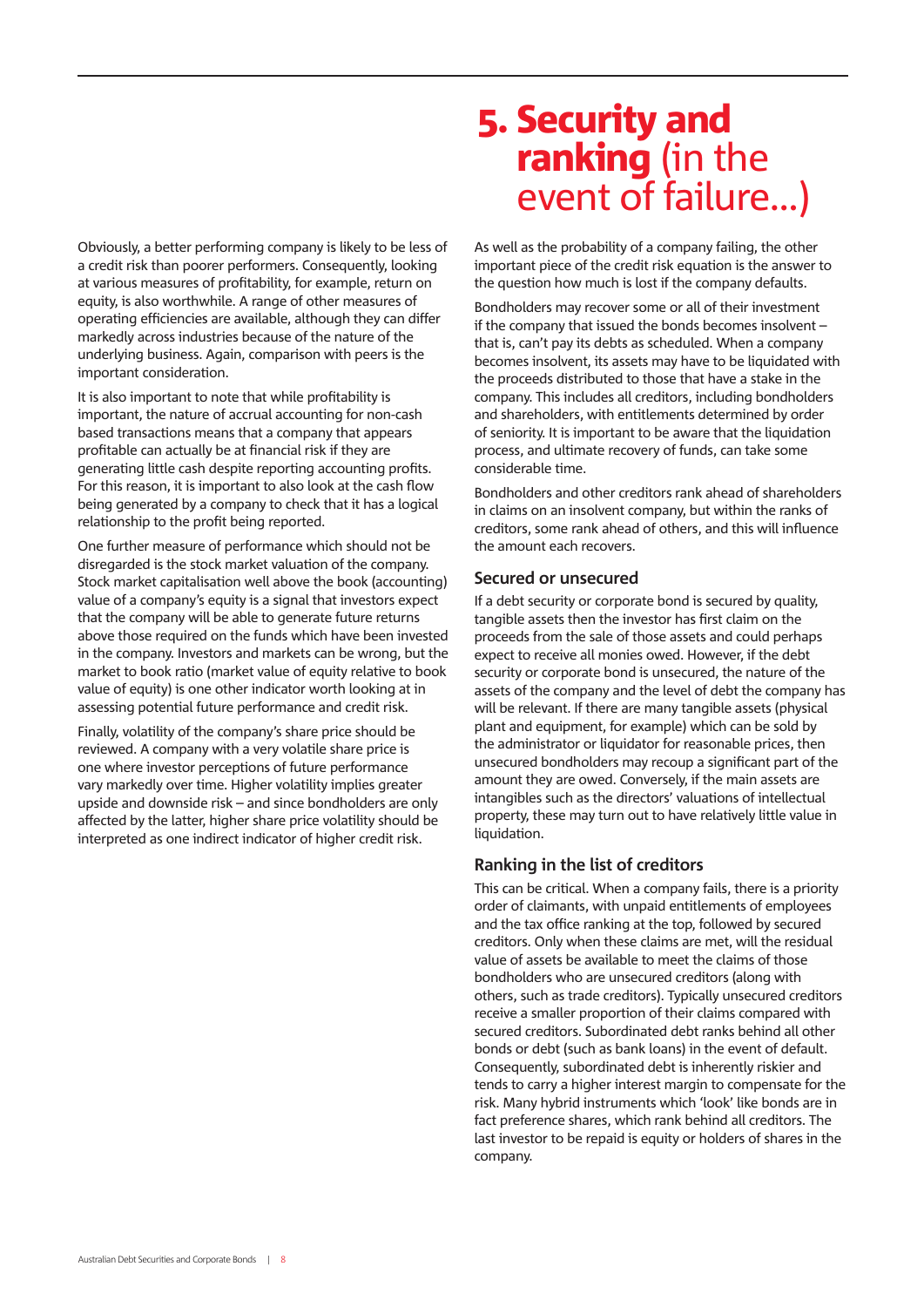Obviously, a better performing company is likely to be less of a credit risk than poorer performers. Consequently, looking at various measures of profitability, for example, return on equity, is also worthwhile. A range of other measures of operating efficiencies are available, although they can differ markedly across industries because of the nature of the underlying business. Again, comparison with peers is the important consideration.

It is also important to note that while profitability is important, the nature of accrual accounting for non-cash based transactions means that a company that appears profitable can actually be at financial risk if they are generating little cash despite reporting accounting profits. For this reason, it is important to also look at the cash flow being generated by a company to check that it has a logical relationship to the profit being reported.

One further measure of performance which should not be disregarded is the stock market valuation of the company. Stock market capitalisation well above the book (accounting) value of a company's equity is a signal that investors expect that the company will be able to generate future returns above those required on the funds which have been invested in the company. Investors and markets can be wrong, but the market to book ratio (market value of equity relative to book value of equity) is one other indicator worth looking at in assessing potential future performance and credit risk.

Finally, volatility of the company's share price should be reviewed. A company with a very volatile share price is one where investor perceptions of future performance vary markedly over time. Higher volatility implies greater upside and downside risk – and since bondholders are only affected by the latter, higher share price volatility should be interpreted as one indirect indicator of higher credit risk.

# 5. Security and ranking (in the event of failure...)

As well as the probability of a company failing, the other important piece of the credit risk equation is the answer to the question how much is lost if the company defaults.

Bondholders may recover some or all of their investment if the company that issued the bonds becomes insolvent – that is, can't pay its debts as scheduled. When a company becomes insolvent, its assets may have to be liquidated with the proceeds distributed to those that have a stake in the company. This includes all creditors, including bondholders and shareholders, with entitlements determined by order of seniority. It is important to be aware that the liquidation process, and ultimate recovery of funds, can take some considerable time.

Bondholders and other creditors rank ahead of shareholders in claims on an insolvent company, but within the ranks of creditors, some rank ahead of others, and this will influence the amount each recovers.

## Secured or unsecured

If a debt security or corporate bond is secured by quality, tangible assets then the investor has first claim on the proceeds from the sale of those assets and could perhaps expect to receive all monies owed. However, if the debt security or corporate bond is unsecured, the nature of the assets of the company and the level of debt the company has will be relevant. If there are many tangible assets (physical plant and equipment, for example) which can be sold by the administrator or liquidator for reasonable prices, then unsecured bondholders may recoup a significant part of the amount they are owed. Conversely, if the main assets are intangibles such as the directors' valuations of intellectual property, these may turn out to have relatively little value in liquidation.

## Ranking in the list of creditors

This can be critical. When a company fails, there is a priority order of claimants, with unpaid entitlements of employees and the tax office ranking at the top, followed by secured creditors. Only when these claims are met, will the residual value of assets be available to meet the claims of those bondholders who are unsecured creditors (along with others, such as trade creditors). Typically unsecured creditors receive a smaller proportion of their claims compared with secured creditors. Subordinated debt ranks behind all other bonds or debt (such as bank loans) in the event of default. Consequently, subordinated debt is inherently riskier and tends to carry a higher interest margin to compensate for the risk. Many hybrid instruments which 'look' like bonds are in fact preference shares, which rank behind all creditors. The last investor to be repaid is equity or holders of shares in the company.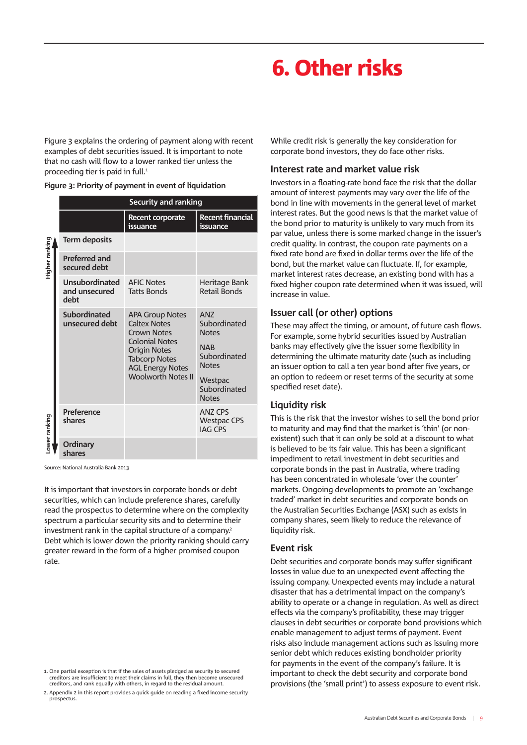Figure 3 explains the ordering of payment along with recent examples of debt securities issued. It is important to note that no cash will flow to a lower ranked tier unless the proceeding tier is paid in full.[1]

**Figure 3: Priority of payment in event of liquidation**

| Security and ranking | Recent corporate issuance | Recent financial issuance |
|---|---|---|
| Term deposits | | |
| Preferred and secured debt | | |
| Unsubordinated and unsecured debt | AFIC Notes<br>Tatts Bonds | Heritage Bank Retail Bonds |
| Subordinated unsecured debt | APA Group Notes<br>Caltex Notes<br>Crown Notes<br>Colonial Notes<br>Origin Notes<br>Tabcorp Notes<br>AGL Energy Notes<br>Woolworth Notes II | ANZ Subordinated Notes<br>NAB Subordinated Notes<br>Westpac Subordinated Notes |
| Preference shares | | ANZ CPS<br>Westpac CPS<br>IAG CPS |
| Ordinary shares | | |

(Higher ranking at top → Lower ranking at bottom)

Source: National Australia Bank 2013

It is important that investors in corporate bonds or debt securities, which can include preference shares, carefully read the prospectus to determine where on the complexity spectrum a particular security sits and to determine their investment rank in the capital structure of a company.[2] Debt which is lower down the priority ranking should carry greater reward in the form of a higher promised coupon rate.

1. One partial exception is that if the sales of assets pledged as security to secured creditors are insufficient to meet their claims in full, they then become unsecured creditors, and rank equally with others, in regard to the residual amount.
2. Appendix 2 in this report provides a quick guide on reading a fixed income security prospectus.

# 6. Other risks

While credit risk is generally the key consideration for corporate bond investors, they do face other risks.

## Interest rate and market value risk

Investors in a floating-rate bond face the risk that the dollar amount of interest payments may vary over the life of the bond in line with movements in the general level of market interest rates. But the good news is that the market value of the bond prior to maturity is unlikely to vary much from its par value, unless there is some marked change in the issuer's credit quality. In contrast, the coupon rate payments on a fixed rate bond are fixed in dollar terms over the life of the bond, but the market value can fluctuate. If, for example, market interest rates decrease, an existing bond with has a fixed higher coupon rate determined when it was issued, will increase in value.

## Issuer call (or other) options

These may affect the timing, or amount, of future cash flows. For example, some hybrid securities issued by Australian banks may effectively give the issuer some flexibility in determining the ultimate maturity date (such as including an issuer option to call a ten year bond after five years, or an option to redeem or reset terms of the security at some specified reset date).

## Liquidity risk

This is the risk that the investor wishes to sell the bond prior to maturity and may find that the market is 'thin' (or non-existent) such that it can only be sold at a discount to what is believed to be its fair value. This has been a significant impediment to retail investment in debt securities and corporate bonds in the past in Australia, where trading has been concentrated in wholesale 'over the counter' markets. Ongoing developments to promote an 'exchange traded' market in debt securities and corporate bonds on the Australian Securities Exchange (ASX) such as exists in company shares, seem likely to reduce the relevance of liquidity risk.

## Event risk

Debt securities and corporate bonds may suffer significant losses in value due to an unexpected event affecting the issuing company. Unexpected events may include a natural disaster that has a detrimental impact on the company's ability to operate or a change in regulation. As well as direct effects via the company's profitability, these may trigger clauses in debt securities or corporate bond provisions which enable management to adjust terms of payment. Event risks also include management actions such as issuing more senior debt which reduces existing bondholder priority for payments in the event of the company's failure. It is important to check the debt security and corporate bond provisions (the 'small print') to assess exposure to event risk.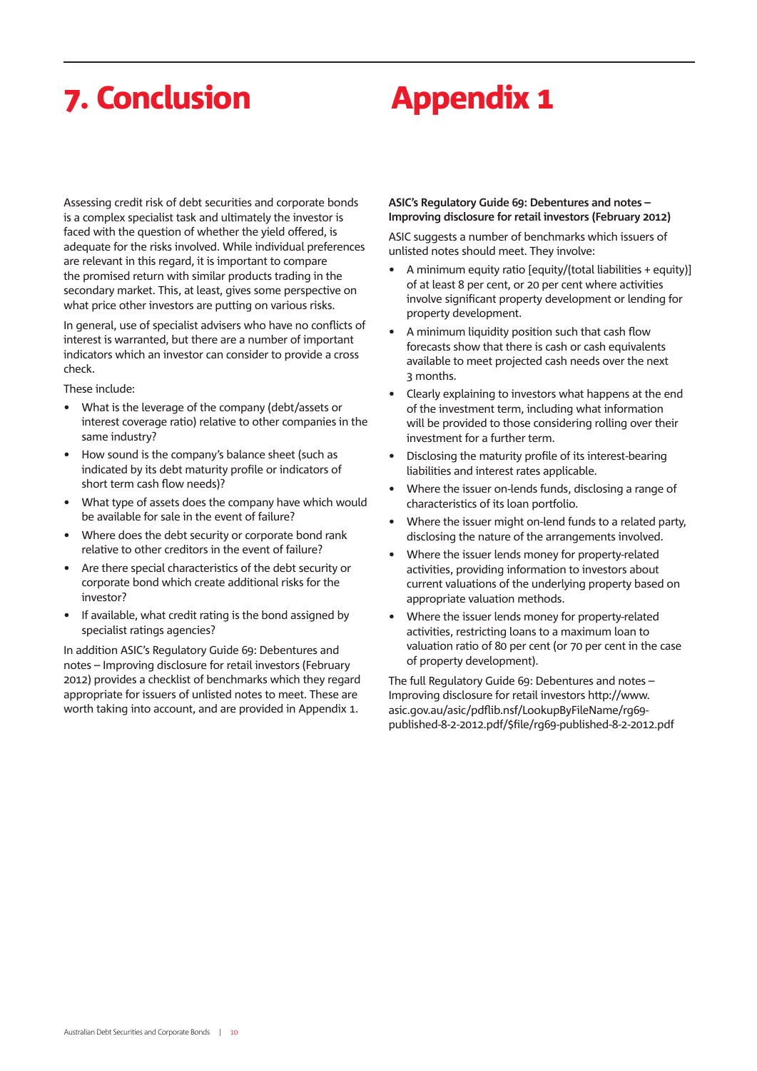# 7. Conclusion

Assessing credit risk of debt securities and corporate bonds is a complex specialist task and ultimately the investor is faced with the question of whether the yield offered, is adequate for the risks involved. While individual preferences are relevant in this regard, it is important to compare the promised return with similar products trading in the secondary market. This, at least, gives some perspective on what price other investors are putting on various risks.

In general, use of specialist advisers who have no conflicts of interest is warranted, but there are a number of important indicators which an investor can consider to provide a cross check.

These include:

- What is the leverage of the company (debt/assets or interest coverage ratio) relative to other companies in the same industry?
- How sound is the company's balance sheet (such as indicated by its debt maturity profile or indicators of short term cash flow needs)?
- What type of assets does the company have which would be available for sale in the event of failure?
- Where does the debt security or corporate bond rank relative to other creditors in the event of failure?
- Are there special characteristics of the debt security or corporate bond which create additional risks for the investor?
- If available, what credit rating is the bond assigned by specialist ratings agencies?

In addition ASIC's Regulatory Guide 69: Debentures and notes – Improving disclosure for retail investors (February 2012) provides a checklist of benchmarks which they regard appropriate for issuers of unlisted notes to meet. These are worth taking into account, and are provided in Appendix 1.

# Appendix 1

**ASIC's Regulatory Guide 69: Debentures and notes – Improving disclosure for retail investors (February 2012)**

ASIC suggests a number of benchmarks which issuers of unlisted notes should meet. They involve:

- A minimum equity ratio [equity/(total liabilities + equity)] of at least 8 per cent, or 20 per cent where activities involve significant property development or lending for property development.
- A minimum liquidity position such that cash flow forecasts show that there is cash or cash equivalents available to meet projected cash needs over the next 3 months.
- Clearly explaining to investors what happens at the end of the investment term, including what information will be provided to those considering rolling over their investment for a further term.
- Disclosing the maturity profile of its interest-bearing liabilities and interest rates applicable.
- Where the issuer on-lends funds, disclosing a range of characteristics of its loan portfolio.
- Where the issuer might on-lend funds to a related party, disclosing the nature of the arrangements involved.
- Where the issuer lends money for property-related activities, providing information to investors about current valuations of the underlying property based on appropriate valuation methods.
- Where the issuer lends money for property-related activities, restricting loans to a maximum loan to valuation ratio of 80 per cent (or 70 per cent in the case of property development).

The full Regulatory Guide 69: Debentures and notes – Improving disclosure for retail investors http://www.asic.gov.au/asic/pdflib.nsf/LookupByFileName/rg69-published-8-2-2012.pdf/$file/rg69-published-8-2-2012.pdf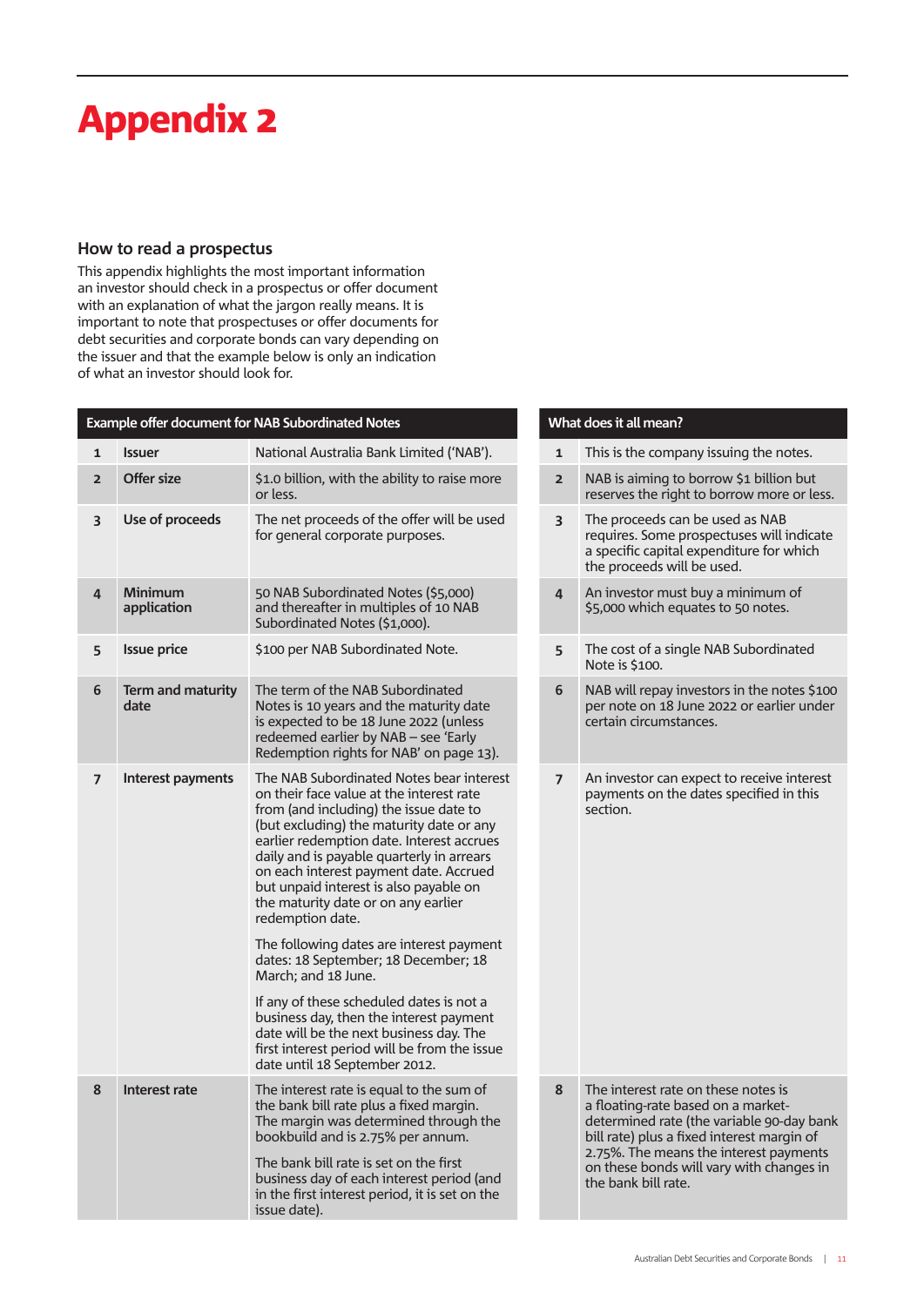# Appendix 2

## How to read a prospectus

This appendix highlights the most important information an investor should check in a prospectus or offer document with an explanation of what the jargon really means. It is important to note that prospectuses or offer documents for debt securities and corporate bonds can vary depending on the issuer and that the example below is only an indication of what an investor should look for.

| | Example offer document for NAB Subordinated Notes | | | What does it all mean? |
|---|---|---|---|---|
| 1 | **Issuer** | National Australia Bank Limited ('NAB'). | 1 | This is the company issuing the notes. |
| 2 | **Offer size** | $1.0 billion, with the ability to raise more or less. | 2 | NAB is aiming to borrow $1 billion but reserves the right to borrow more or less. |
| 3 | **Use of proceeds** | The net proceeds of the offer will be used for general corporate purposes. | 3 | The proceeds can be used as NAB requires. Some prospectuses will indicate a specific capital expenditure for which the proceeds will be used. |
| 4 | **Minimum application** | 50 NAB Subordinated Notes ($5,000) and thereafter in multiples of 10 NAB Subordinated Notes ($1,000). | 4 | An investor must buy a minimum of $5,000 which equates to 50 notes. |
| 5 | **Issue price** | $100 per NAB Subordinated Note. | 5 | The cost of a single NAB Subordinated Note is $100. |
| 6 | **Term and maturity date** | The term of the NAB Subordinated Notes is 10 years and the maturity date is expected to be 18 June 2022 (unless redeemed earlier by NAB – see 'Early Redemption rights for NAB' on page 13). | 6 | NAB will repay investors in the notes $100 per note on 18 June 2022 or earlier under certain circumstances. |
| 7 | **Interest payments** | The NAB Subordinated Notes bear interest on their face value at the interest rate from (and including) the issue date to (but excluding) the maturity date or any earlier redemption date. Interest accrues daily and is payable quarterly in arrears on each interest payment date. Accrued but unpaid interest is also payable on the maturity date or on any earlier redemption date.<br><br>The following dates are interest payment dates: 18 September; 18 December; 18 March; and 18 June.<br><br>If any of these scheduled dates is not a business day, then the interest payment date will be the next business day. The first interest period will be from the issue date until 18 September 2012. | 7 | An investor can expect to receive interest payments on the dates specified in this section. |
| 8 | **Interest rate** | The interest rate is equal to the sum of the bank bill rate plus a fixed margin. The margin was determined through the bookbuild and is 2.75% per annum.<br><br>The bank bill rate is set on the first business day of each interest period (and in the first interest period, it is set on the issue date). | 8 | The interest rate on these notes is a floating-rate based on a market-determined rate (the variable 90-day bank bill rate) plus a fixed interest margin of 2.75%. The means the interest payments on these bonds will vary with changes in the bank bill rate. |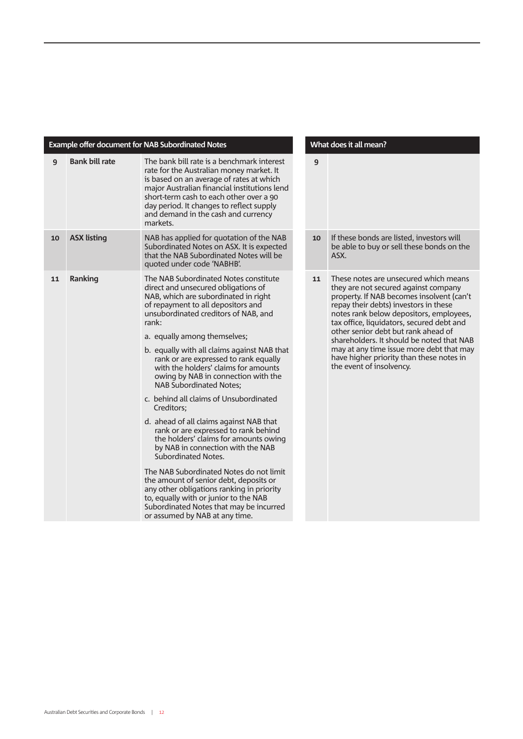| | Example offer document for NAB Subordinated Notes | | | What does it all mean? |
|---|---|---|---|---|
| 9 | **Bank bill rate** | The bank bill rate is a benchmark interest rate for the Australian money market. It is based on an average of rates at which major Australian financial institutions lend short-term cash to each other over a 90 day period. It changes to reflect supply and demand in the cash and currency markets. | 9 | |
| 10 | **ASX listing** | NAB has applied for quotation of the NAB Subordinated Notes on ASX. It is expected that the NAB Subordinated Notes will be quoted under code 'NABHB'. | 10 | If these bonds are listed, investors will be able to buy or sell these bonds on the ASX. |
| 11 | **Ranking** | The NAB Subordinated Notes constitute direct and unsecured obligations of NAB, which are subordinated in right of repayment to all depositors and unsubordinated creditors of NAB, and rank:<br><br>a. equally among themselves;<br><br>b. equally with all claims against NAB that rank or are expressed to rank equally with the holders' claims for amounts owing by NAB in connection with the NAB Subordinated Notes;<br><br>c. behind all claims of Unsubordinated Creditors;<br><br>d. ahead of all claims against NAB that rank or are expressed to rank behind the holders' claims for amounts owing by NAB in connection with the NAB Subordinated Notes.<br><br>The NAB Subordinated Notes do not limit the amount of senior debt, deposits or any other obligations ranking in priority to, equally with or junior to the NAB Subordinated Notes that may be incurred or assumed by NAB at any time. | 11 | These notes are unsecured which means they are not secured against company property. If NAB becomes insolvent (can't repay their debts) investors in these notes rank below depositors, employees, tax office, liquidators, secured debt and other senior debt but rank ahead of shareholders. It should be noted that NAB may at any time issue more debt that may have higher priority than these notes in the event of insolvency. |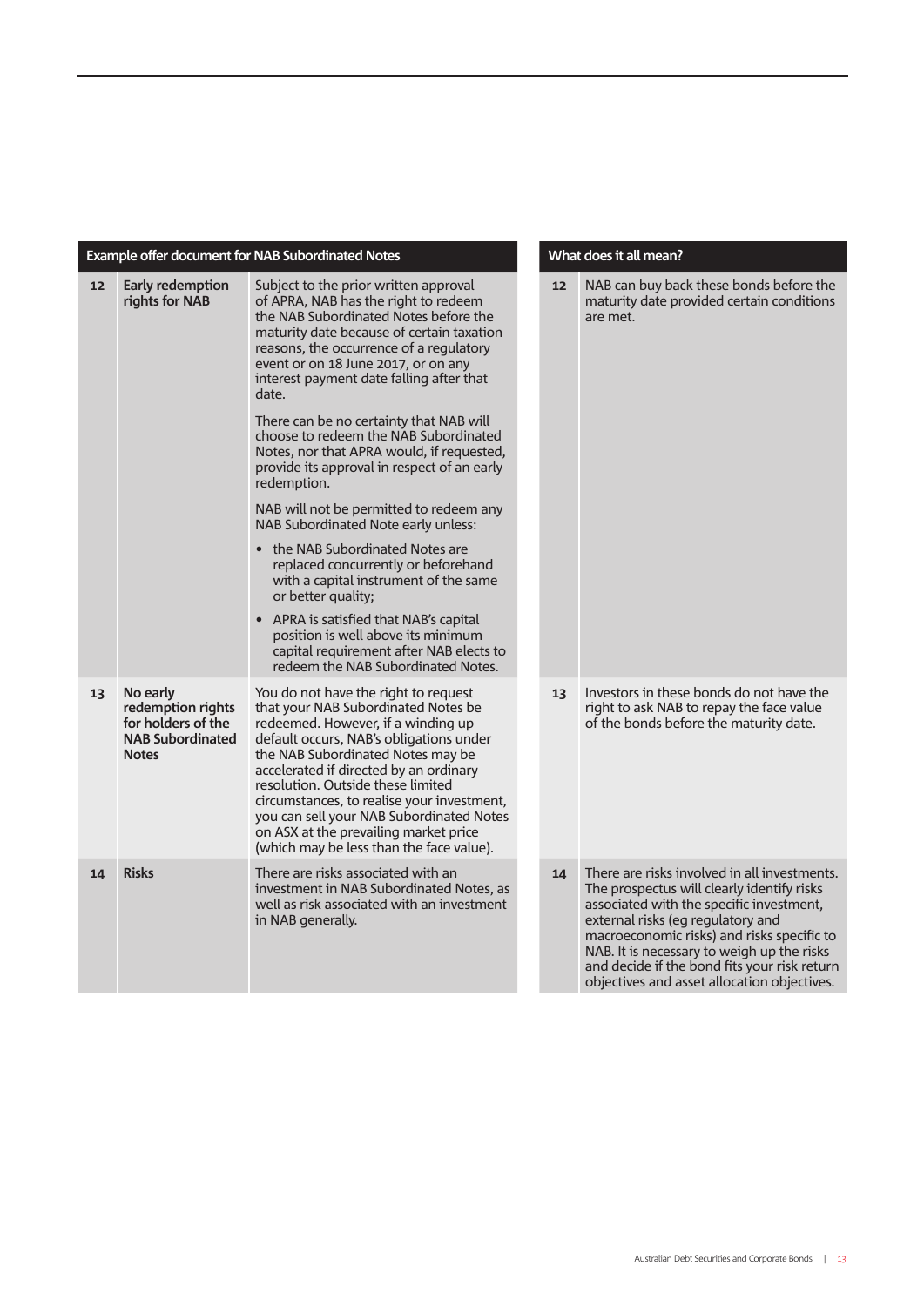| Example offer document for NAB Subordinated Notes | | | | What does it all mean? |
|---|---|---|---|---|
| 12 | **Early redemption rights for NAB** | Subject to the prior written approval of APRA, NAB has the right to redeem the NAB Subordinated Notes before the maturity date because of certain taxation reasons, the occurrence of a regulatory event or on 18 June 2017, or on any interest payment date falling after that date.<br><br>There can be no certainty that NAB will choose to redeem the NAB Subordinated Notes, nor that APRA would, if requested, provide its approval in respect of an early redemption.<br><br>NAB will not be permitted to redeem any NAB Subordinated Note early unless:<br>• the NAB Subordinated Notes are replaced concurrently or beforehand with a capital instrument of the same or better quality;<br>• APRA is satisfied that NAB's capital position is well above its minimum capital requirement after NAB elects to redeem the NAB Subordinated Notes. | 12 | NAB can buy back these bonds before the maturity date provided certain conditions are met. |
| 13 | **No early redemption rights for holders of the NAB Subordinated Notes** | You do not have the right to request that your NAB Subordinated Notes be redeemed. However, if a winding up default occurs, NAB's obligations under the NAB Subordinated Notes may be accelerated if directed by an ordinary resolution. Outside these limited circumstances, to realise your investment, you can sell your NAB Subordinated Notes on ASX at the prevailing market price (which may be less than the face value). | 13 | Investors in these bonds do not have the right to ask NAB to repay the face value of the bonds before the maturity date. |
| 14 | **Risks** | There are risks associated with an investment in NAB Subordinated Notes, as well as risk associated with an investment in NAB generally. | 14 | There are risks involved in all investments. The prospectus will clearly identify risks associated with the specific investment, external risks (eg regulatory and macroeconomic risks) and risks specific to NAB. It is necessary to weigh up the risks and decide if the bond fits your risk return objectives and asset allocation objectives. |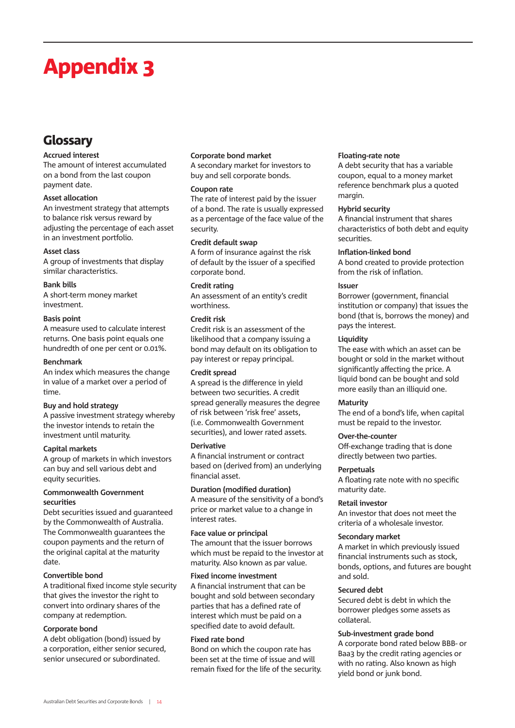# Appendix 3

## Glossary

**Accrued interest**
The amount of interest accumulated on a bond from the last coupon payment date.

**Asset allocation**
An investment strategy that attempts to balance risk versus reward by adjusting the percentage of each asset in an investment portfolio.

**Asset class**
A group of investments that display similar characteristics.

**Bank bills**
A short-term money market investment.

**Basis point**
A measure used to calculate interest returns. One basis point equals one hundredth of one per cent or 0.01%.

**Benchmark**
An index which measures the change in value of a market over a period of time.

**Buy and hold strategy**
A passive investment strategy whereby the investor intends to retain the investment until maturity.

**Capital markets**
A group of markets in which investors can buy and sell various debt and equity securities.

**Commonwealth Government securities**
Debt securities issued and guaranteed by the Commonwealth of Australia. The Commonwealth guarantees the coupon payments and the return of the original capital at the maturity date.

**Convertible bond**
A traditional fixed income style security that gives the investor the right to convert into ordinary shares of the company at redemption.

**Corporate bond**
A debt obligation (bond) issued by a corporation, either senior secured, senior unsecured or subordinated.

**Corporate bond market**
A secondary market for investors to buy and sell corporate bonds.

**Coupon rate**
The rate of interest paid by the issuer of a bond. The rate is usually expressed as a percentage of the face value of the security.

**Credit default swap**
A form of insurance against the risk of default by the issuer of a specified corporate bond.

**Credit rating**
An assessment of an entity's credit worthiness.

**Credit risk**
Credit risk is an assessment of the likelihood that a company issuing a bond may default on its obligation to pay interest or repay principal.

**Credit spread**
A spread is the difference in yield between two securities. A credit spread generally measures the degree of risk between 'risk free' assets, (i.e. Commonwealth Government securities), and lower rated assets.

**Derivative**
A financial instrument or contract based on (derived from) an underlying financial asset.

**Duration (modified duration)**
A measure of the sensitivity of a bond's price or market value to a change in interest rates.

**Face value or principal**
The amount that the issuer borrows which must be repaid to the investor at maturity. Also known as par value.

**Fixed income investment**
A financial instrument that can be bought and sold between secondary parties that has a defined rate of interest which must be paid on a specified date to avoid default.

**Fixed rate bond**
Bond on which the coupon rate has been set at the time of issue and will remain fixed for the life of the security.

**Floating-rate note**
A debt security that has a variable coupon, equal to a money market reference benchmark plus a quoted margin.

**Hybrid security**
A financial instrument that shares characteristics of both debt and equity securities.

**Inflation-linked bond**
A bond created to provide protection from the risk of inflation.

**Issuer**
Borrower (government, financial institution or company) that issues the bond (that is, borrows the money) and pays the interest.

**Liquidity**
The ease with which an asset can be bought or sold in the market without significantly affecting the price. A liquid bond can be bought and sold more easily than an illiquid one.

**Maturity**
The end of a bond's life, when capital must be repaid to the investor.

**Over-the-counter**
Off-exchange trading that is done directly between two parties.

**Perpetuals**
A floating rate note with no specific maturity date.

**Retail investor**
An investor that does not meet the criteria of a wholesale investor.

**Secondary market**
A market in which previously issued financial instruments such as stock, bonds, options, and futures are bought and sold.

**Secured debt**
Secured debt is debt in which the borrower pledges some assets as collateral.

**Sub-investment grade bond**
A corporate bond rated below BBB- or Baa3 by the credit rating agencies or with no rating. Also known as high yield bond or junk bond.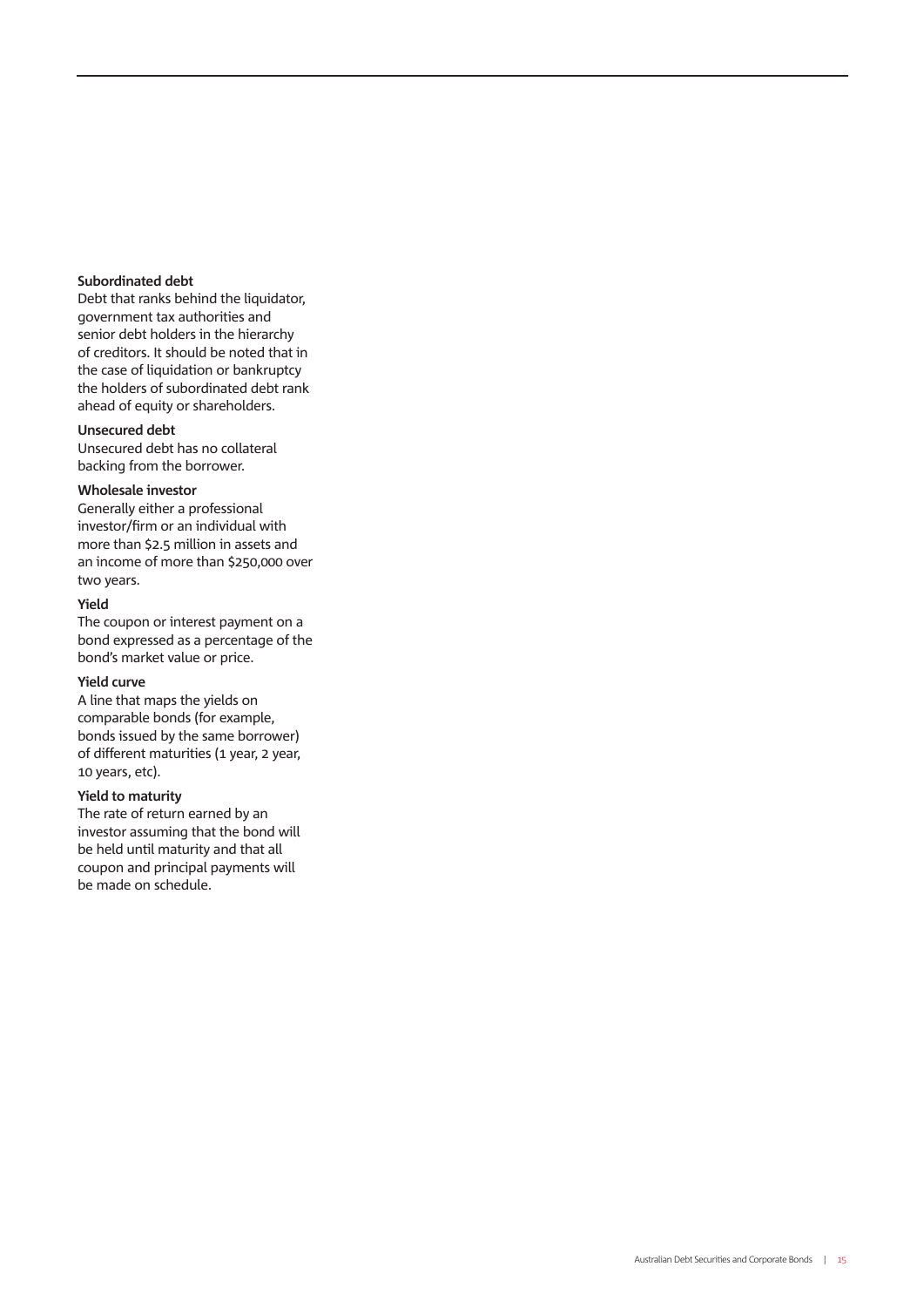**Subordinated debt**
Debt that ranks behind the liquidator, government tax authorities and senior debt holders in the hierarchy of creditors. It should be noted that in the case of liquidation or bankruptcy the holders of subordinated debt rank ahead of equity or shareholders.

**Unsecured debt**
Unsecured debt has no collateral backing from the borrower.

**Wholesale investor**
Generally either a professional investor/firm or an individual with more than $2.5 million in assets and an income of more than $250,000 over two years.

**Yield**
The coupon or interest payment on a bond expressed as a percentage of the bond's market value or price.

**Yield curve**
A line that maps the yields on comparable bonds (for example, bonds issued by the same borrower) of different maturities (1 year, 2 year, 10 years, etc).

**Yield to maturity**
The rate of return earned by an investor assuming that the bond will be held until maturity and that all coupon and principal payments will be made on schedule.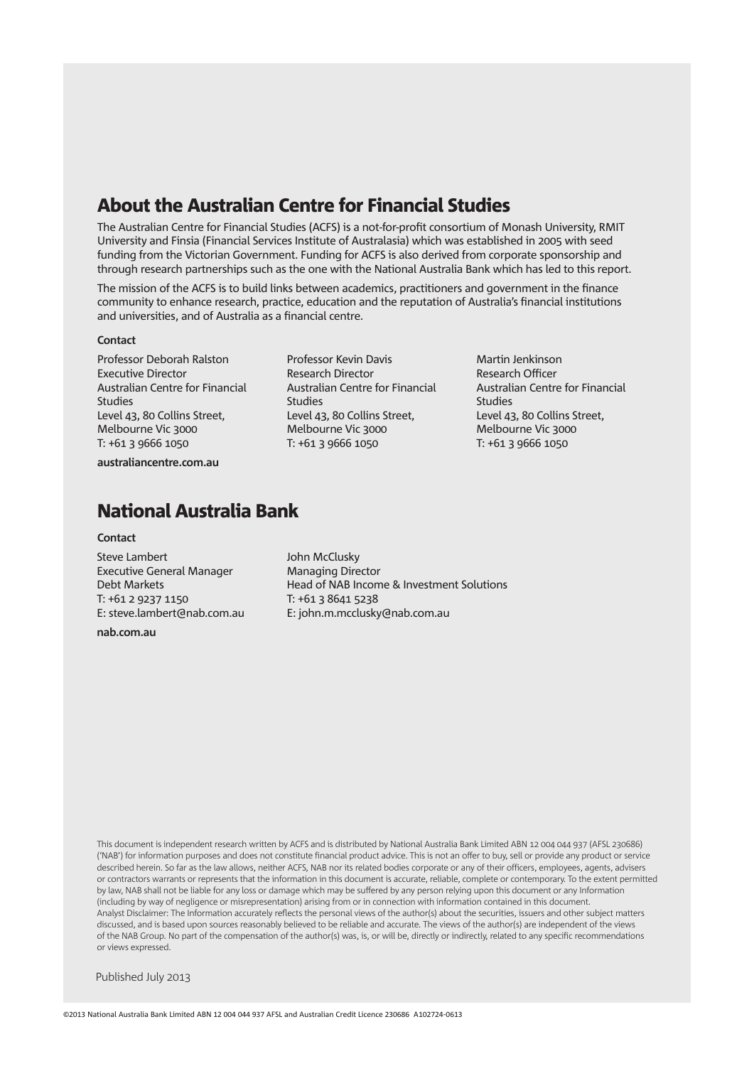## About the Australian Centre for Financial Studies

The Australian Centre for Financial Studies (ACFS) is a not-for-profit consortium of Monash University, RMIT University and Finsia (Financial Services Institute of Australasia) which was established in 2005 with seed funding from the Victorian Government. Funding for ACFS is also derived from corporate sponsorship and through research partnerships such as the one with the National Australia Bank which has led to this report.

The mission of the ACFS is to build links between academics, practitioners and government in the finance community to enhance research, practice, education and the reputation of Australia's financial institutions and universities, and of Australia as a financial centre.

**Contact**

Professor Deborah Ralston
Executive Director
Australian Centre for Financial Studies
Level 43, 80 Collins Street,
Melbourne Vic 3000
T: +61 3 9666 1050

Professor Kevin Davis
Research Director
Australian Centre for Financial Studies
Level 43, 80 Collins Street,
Melbourne Vic 3000
T: +61 3 9666 1050

Martin Jenkinson
Research Officer
Australian Centre for Financial Studies
Level 43, 80 Collins Street,
Melbourne Vic 3000
T: +61 3 9666 1050

**australiancentre.com.au**

## National Australia Bank

**Contact**

Steve Lambert
Executive General Manager
Debt Markets
T: +61 2 9237 1150
E: steve.lambert@nab.com.au

John McClusky
Managing Director
Head of NAB Income & Investment Solutions
T: +61 3 8641 5238
E: john.m.mcclusky@nab.com.au

**nab.com.au**

This document is independent research written by ACFS and is distributed by National Australia Bank Limited ABN 12 004 044 937 (AFSL 230686) ('NAB') for information purposes and does not constitute financial product advice. This is not an offer to buy, sell or provide any product or service described herein. So far as the law allows, neither ACFS, NAB nor its related bodies corporate or any of their officers, employees, agents, advisers or contractors warrants or represents that the information in this document is accurate, reliable, complete or contemporary. To the extent permitted by law, NAB shall not be liable for any loss or damage which may be suffered by any person relying upon this document or any Information (including by way of negligence or misrepresentation) arising from or in connection with information contained in this document.
Analyst Disclaimer: The Information accurately reflects the personal views of the author(s) about the securities, issuers and other subject matters discussed, and is based upon sources reasonably believed to be reliable and accurate. The views of the author(s) are independent of the views of the NAB Group. No part of the compensation of the author(s) was, is, or will be, directly or indirectly, related to any specific recommendations or views expressed.

Published July 2013

©2013 National Australia Bank Limited ABN 12 004 044 937 AFSL and Australian Credit Licence 230686 A102724-0613